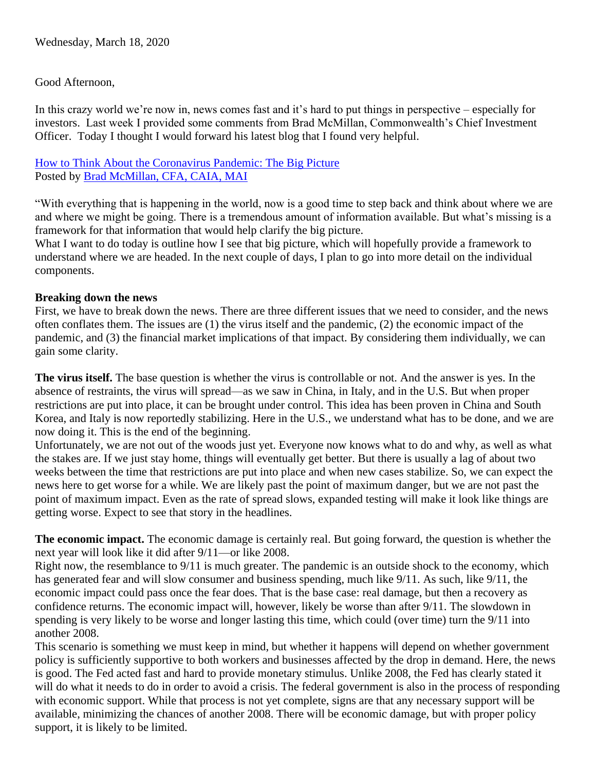Wednesday, March 18, 2020

Good Afternoon,

In this crazy world we're now in, news comes fast and it's hard to put things in perspective – especially for investors. Last week I provided some comments from Brad McMillan, Commonwealth's Chief Investment Officer. Today I thought I would forward his latest blog that I found very helpful.

How to Think About the Coronavirus Pandemic: The Big Picture
Posted by Brad McMillan, CFA, CAIA, MAI

"With everything that is happening in the world, now is a good time to step back and think about where we are and where we might be going. There is a tremendous amount of information available. But what's missing is a framework for that information that would help clarify the big picture.
What I want to do today is outline how I see that big picture, which will hopefully provide a framework to understand where we are headed. In the next couple of days, I plan to go into more detail on the individual components.

**Breaking down the news**
First, we have to break down the news. There are three different issues that we need to consider, and the news often conflates them. The issues are (1) the virus itself and the pandemic, (2) the economic impact of the pandemic, and (3) the financial market implications of that impact. By considering them individually, we can gain some clarity.

**The virus itself.** The base question is whether the virus is controllable or not. And the answer is yes. In the absence of restraints, the virus will spread—as we saw in China, in Italy, and in the U.S. But when proper restrictions are put into place, it can be brought under control. This idea has been proven in China and South Korea, and Italy is now reportedly stabilizing. Here in the U.S., we understand what has to be done, and we are now doing it. This is the end of the beginning.
Unfortunately, we are not out of the woods just yet. Everyone now knows what to do and why, as well as what the stakes are. If we just stay home, things will eventually get better. But there is usually a lag of about two weeks between the time that restrictions are put into place and when new cases stabilize. So, we can expect the news here to get worse for a while. We are likely past the point of maximum danger, but we are not past the point of maximum impact. Even as the rate of spread slows, expanded testing will make it look like things are getting worse. Expect to see that story in the headlines.

**The economic impact.** The economic damage is certainly real. But going forward, the question is whether the next year will look like it did after 9/11—or like 2008.
Right now, the resemblance to 9/11 is much greater. The pandemic is an outside shock to the economy, which has generated fear and will slow consumer and business spending, much like 9/11. As such, like 9/11, the economic impact could pass once the fear does. That is the base case: real damage, but then a recovery as confidence returns. The economic impact will, however, likely be worse than after 9/11. The slowdown in spending is very likely to be worse and longer lasting this time, which could (over time) turn the 9/11 into another 2008.
This scenario is something we must keep in mind, but whether it happens will depend on whether government policy is sufficiently supportive to both workers and businesses affected by the drop in demand. Here, the news is good. The Fed acted fast and hard to provide monetary stimulus. Unlike 2008, the Fed has clearly stated it will do what it needs to do in order to avoid a crisis. The federal government is also in the process of responding with economic support. While that process is not yet complete, signs are that any necessary support will be available, minimizing the chances of another 2008. There will be economic damage, but with proper policy support, it is likely to be limited.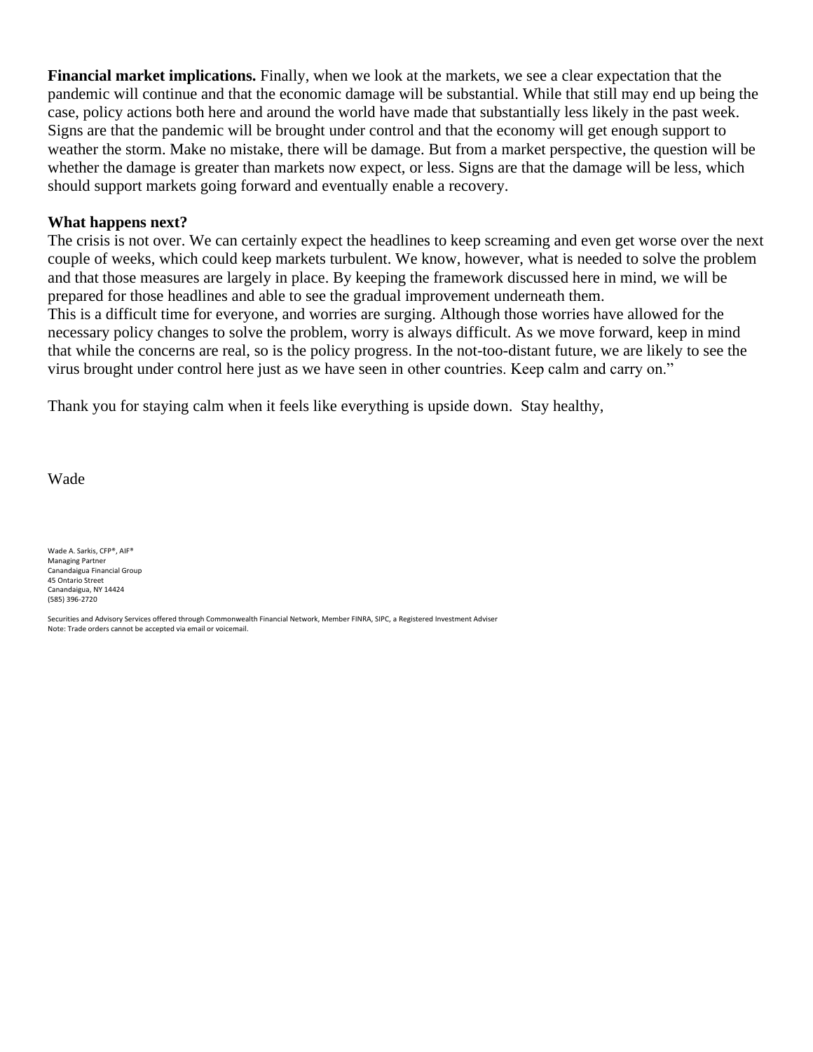**Financial market implications.** Finally, when we look at the markets, we see a clear expectation that the pandemic will continue and that the economic damage will be substantial. While that still may end up being the case, policy actions both here and around the world have made that substantially less likely in the past week. Signs are that the pandemic will be brought under control and that the economy will get enough support to weather the storm. Make no mistake, there will be damage. But from a market perspective, the question will be whether the damage is greater than markets now expect, or less. Signs are that the damage will be less, which should support markets going forward and eventually enable a recovery.

**What happens next?**

The crisis is not over. We can certainly expect the headlines to keep screaming and even get worse over the next couple of weeks, which could keep markets turbulent. We know, however, what is needed to solve the problem and that those measures are largely in place. By keeping the framework discussed here in mind, we will be prepared for those headlines and able to see the gradual improvement underneath them.

This is a difficult time for everyone, and worries are surging. Although those worries have allowed for the necessary policy changes to solve the problem, worry is always difficult. As we move forward, keep in mind that while the concerns are real, so is the policy progress. In the not-too-distant future, we are likely to see the virus brought under control here just as we have seen in other countries. Keep calm and carry on."

Thank you for staying calm when it feels like everything is upside down. Stay healthy,

Wade

Wade A. Sarkis, CFP®, AIF®
Managing Partner
Canandaigua Financial Group
45 Ontario Street
Canandaigua, NY 14424
(585) 396-2720

Securities and Advisory Services offered through Commonwealth Financial Network, Member FINRA, SIPC, a Registered Investment Adviser
Note: Trade orders cannot be accepted via email or voicemail.